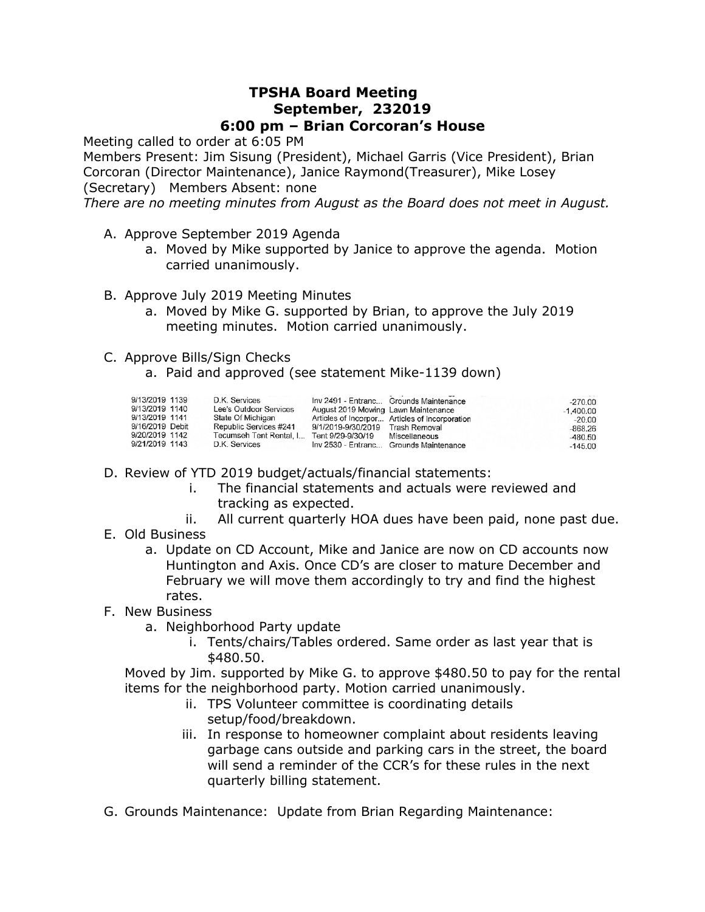# TPSHA Board Meeting
## September, 232019
## 6:00 pm – Brian Corcoran's House

Meeting called to order at 6:05 PM

Members Present: Jim Sisung (President), Michael Garris (Vice President), Brian Corcoran (Director Maintenance), Janice Raymond(Treasurer), Mike Losey (Secretary) Members Absent: none

*There are no meeting minutes from August as the Board does not meet in August.*

A. Approve September 2019 Agenda
   a. Moved by Mike supported by Janice to approve the agenda. Motion carried unanimously.

B. Approve July 2019 Meeting Minutes
   a. Moved by Mike G. supported by Brian, to approve the July 2019 meeting minutes. Motion carried unanimously.

C. Approve Bills/Sign Checks
   a. Paid and approved (see statement Mike-1139 down)

| Date | Num | Name | Memo | Account | Amount |
|---|---|---|---|---|---|
| 9/13/2019 | 1139 | D.K. Services | Inv 2491 - Entranc... | Grounds Maintenance | -270.00 |
| 9/13/2019 | 1140 | Lee's Outdoor Services | August 2019 Mowing | Lawn Maintenance | -1,400.00 |
| 9/13/2019 | 1141 | State Of Michigan | Articles of Incorpor... | Articles of Incorporation | -20.00 |
| 9/16/2019 | Debit | Republic Services #241 | 9/1/2019-9/30/2019 | Trash Removal | -868.26 |
| 9/20/2019 | 1142 | Tecumseh Tent Rental, I... | Tent 9/29-9/30/19 | Miscellaneous | -480.50 |
| 9/21/2019 | 1143 | D.K. Services | Inv 2530 - Entranc... | Grounds Maintenance | -145.00 |

D. Review of YTD 2019 budget/actuals/financial statements:
   i. The financial statements and actuals were reviewed and tracking as expected.
   ii. All current quarterly HOA dues have been paid, none past due.

E. Old Business
   a. Update on CD Account, Mike and Janice are now on CD accounts now Huntington and Axis. Once CD's are closer to mature December and February we will move them accordingly to try and find the highest rates.

F. New Business
   a. Neighborhood Party update
      i. Tents/chairs/Tables ordered. Same order as last year that is $480.50.

   Moved by Jim. supported by Mike G. to approve $480.50 to pay for the rental items for the neighborhood party. Motion carried unanimously.

      ii. TPS Volunteer committee is coordinating details setup/food/breakdown.
      iii. In response to homeowner complaint about residents leaving garbage cans outside and parking cars in the street, the board will send a reminder of the CCR's for these rules in the next quarterly billing statement.

G. Grounds Maintenance: Update from Brian Regarding Maintenance: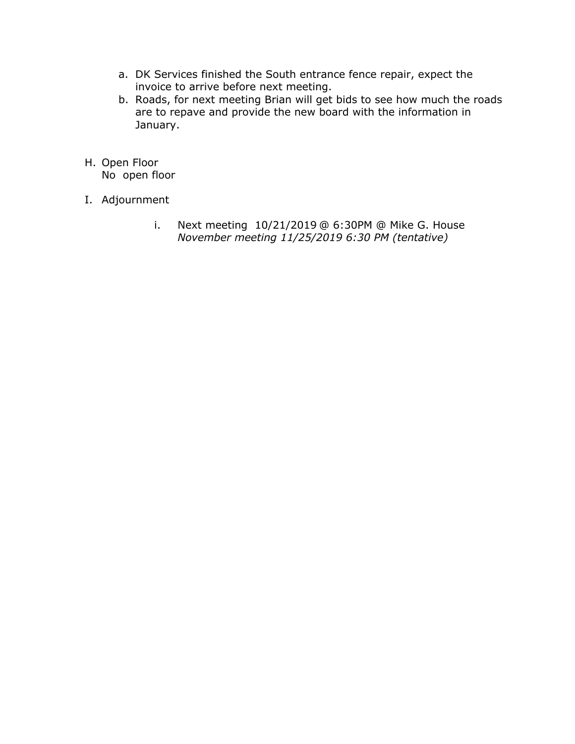a. DK Services finished the South entrance fence repair, expect the invoice to arrive before next meeting.
b. Roads, for next meeting Brian will get bids to see how much the roads are to repave and provide the new board with the information in January.

H. Open Floor
   No open floor

I. Adjournment

   i. Next meeting 10/21/2019 @ 6:30PM @ Mike G. House
      *November meeting 11/25/2019 6:30 PM (tentative)*